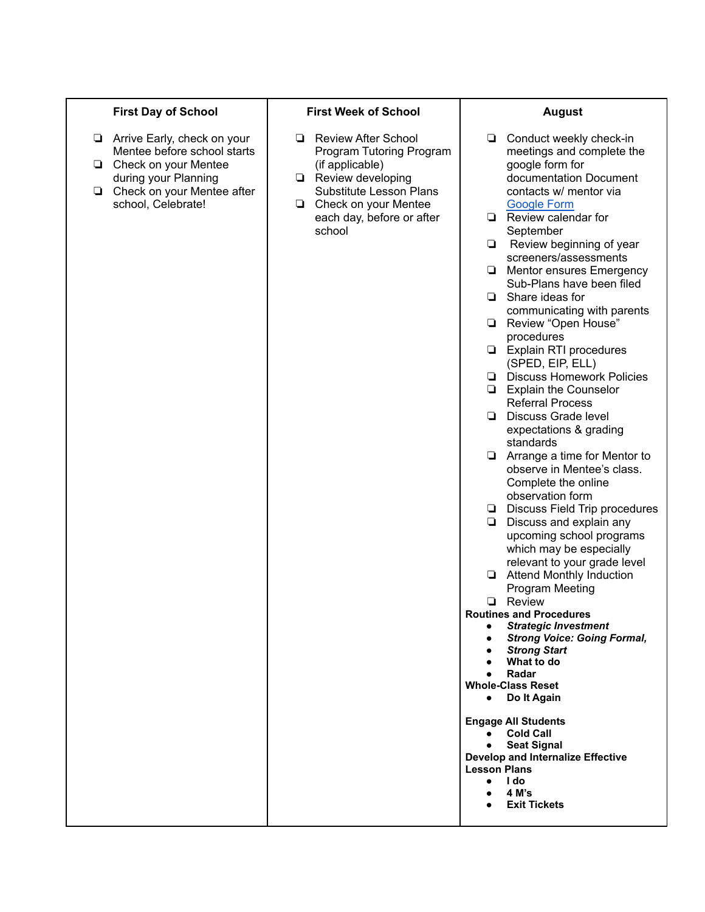| First Day of School | First Week of School | August |
|---|---|---|
| ❏ Arrive Early, check on your Mentee before school starts<br>❏ Check on your Mentee during your Planning<br>❏ Check on your Mentee after school, Celebrate! | ❏ Review After School Program Tutoring Program (if applicable)<br>❏ Review developing Substitute Lesson Plans<br>❏ Check on your Mentee each day, before or after school | ❏ Conduct weekly check-in meetings and complete the google form for documentation Document contacts w/ mentor via [Google Form]()<br>❏ Review calendar for September<br>❏ Review beginning of year screeners/assessments<br>❏ Mentor ensures Emergency Sub-Plans have been filed<br>❏ Share ideas for communicating with parents<br>❏ Review "Open House" procedures<br>❏ Explain RTI procedures (SPED, EIP, ELL)<br>❏ Discuss Homework Policies<br>❏ Explain the Counselor Referral Process<br>❏ Discuss Grade level expectations & grading standards<br>❏ Arrange a time for Mentor to observe in Mentee's class. Complete the online observation form<br>❏ Discuss Field Trip procedures<br>❏ Discuss and explain any upcoming school programs which may be especially relevant to your grade level<br>❏ Attend Monthly Induction Program Meeting<br>❏ Review<br>**Routines and Procedures**<br>● ***Strategic Investment***<br>● ***Strong Voice: Going Formal,***<br>● ***Strong Start***<br>● **What to do**<br>● **Radar**<br>**Whole-Class Reset**<br>● **Do It Again**<br><br>**Engage All Students**<br>● **Cold Call**<br>● **Seat Signal**<br>**Develop and Internalize Effective Lesson Plans**<br>● **I do**<br>● **4 M's**<br>● **Exit Tickets** |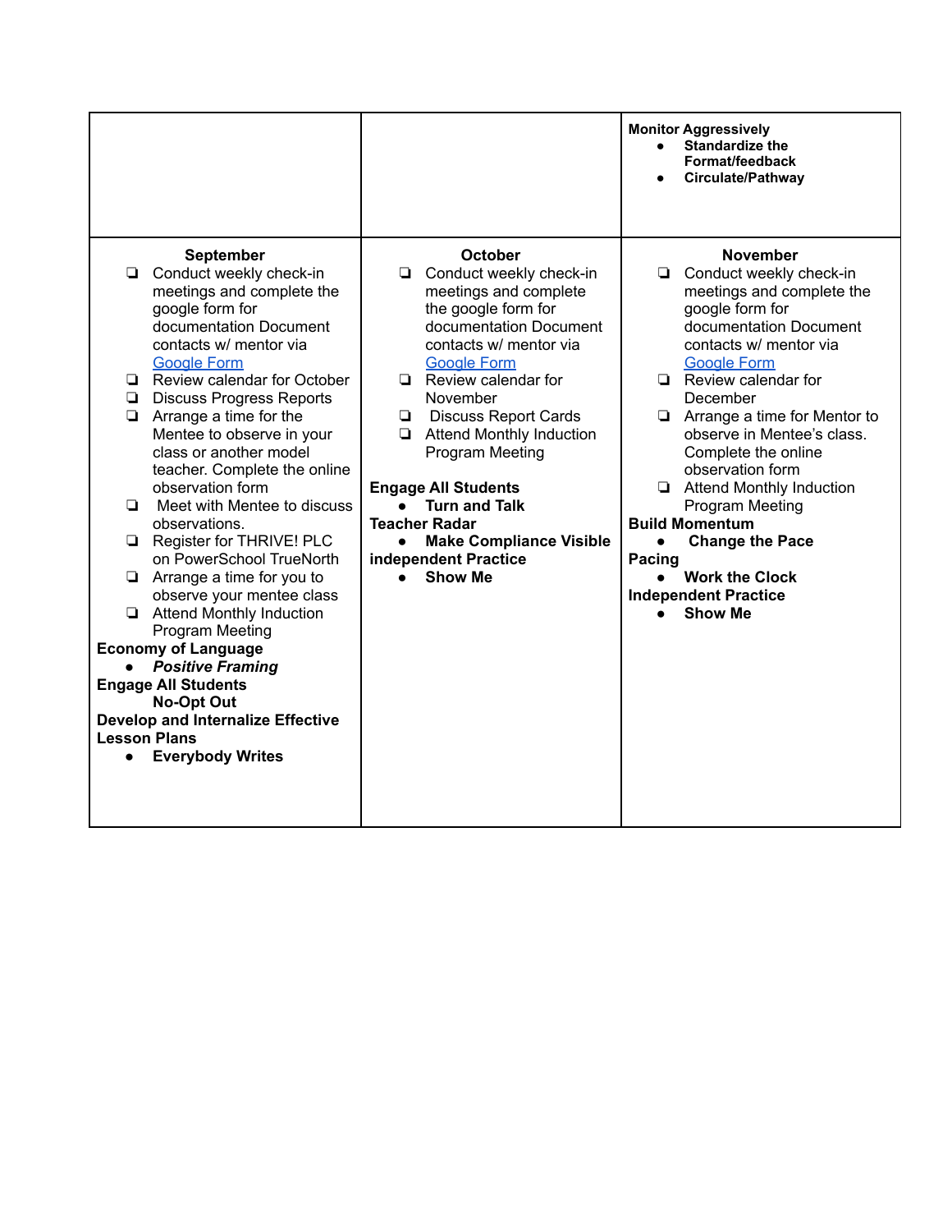| | | **Monitor Aggressively**<br>• **Standardize the Format/feedback**<br>• **Circulate/Pathway** |
|---|---|---|
| **September**<br>❏ Conduct weekly check-in meetings and complete the google form for documentation Document contacts w/ mentor via [Google Form]()<br>❏ Review calendar for October<br>❏ Discuss Progress Reports<br>❏ Arrange a time for the Mentee to observe in your class or another model teacher. Complete the online observation form<br>❏ Meet with Mentee to discuss observations.<br>❏ Register for THRIVE! PLC on PowerSchool TrueNorth<br>❏ Arrange a time for you to observe your mentee class<br>❏ Attend Monthly Induction Program Meeting<br>**Economy of Language**<br>• ***Positive Framing***<br>**Engage All Students**<br>**No-Opt Out**<br>**Develop and Internalize Effective Lesson Plans**<br>• **Everybody Writes** | **October**<br>❏ Conduct weekly check-in meetings and complete the google form for documentation Document contacts w/ mentor via [Google Form]()<br>❏ Review calendar for November<br>❏ Discuss Report Cards<br>❏ Attend Monthly Induction Program Meeting<br>**Engage All Students**<br>• **Turn and Talk**<br>**Teacher Radar**<br>• **Make Compliance Visible**<br>**independent Practice**<br>• **Show Me** | **November**<br>❏ Conduct weekly check-in meetings and complete the google form for documentation Document contacts w/ mentor via [Google Form]()<br>❏ Review calendar for December<br>❏ Arrange a time for Mentor to observe in Mentee's class. Complete the online observation form<br>❏ Attend Monthly Induction Program Meeting<br>**Build Momentum**<br>• **Change the Pace**<br>**Pacing**<br>• **Work the Clock**<br>**Independent Practice**<br>• **Show Me** |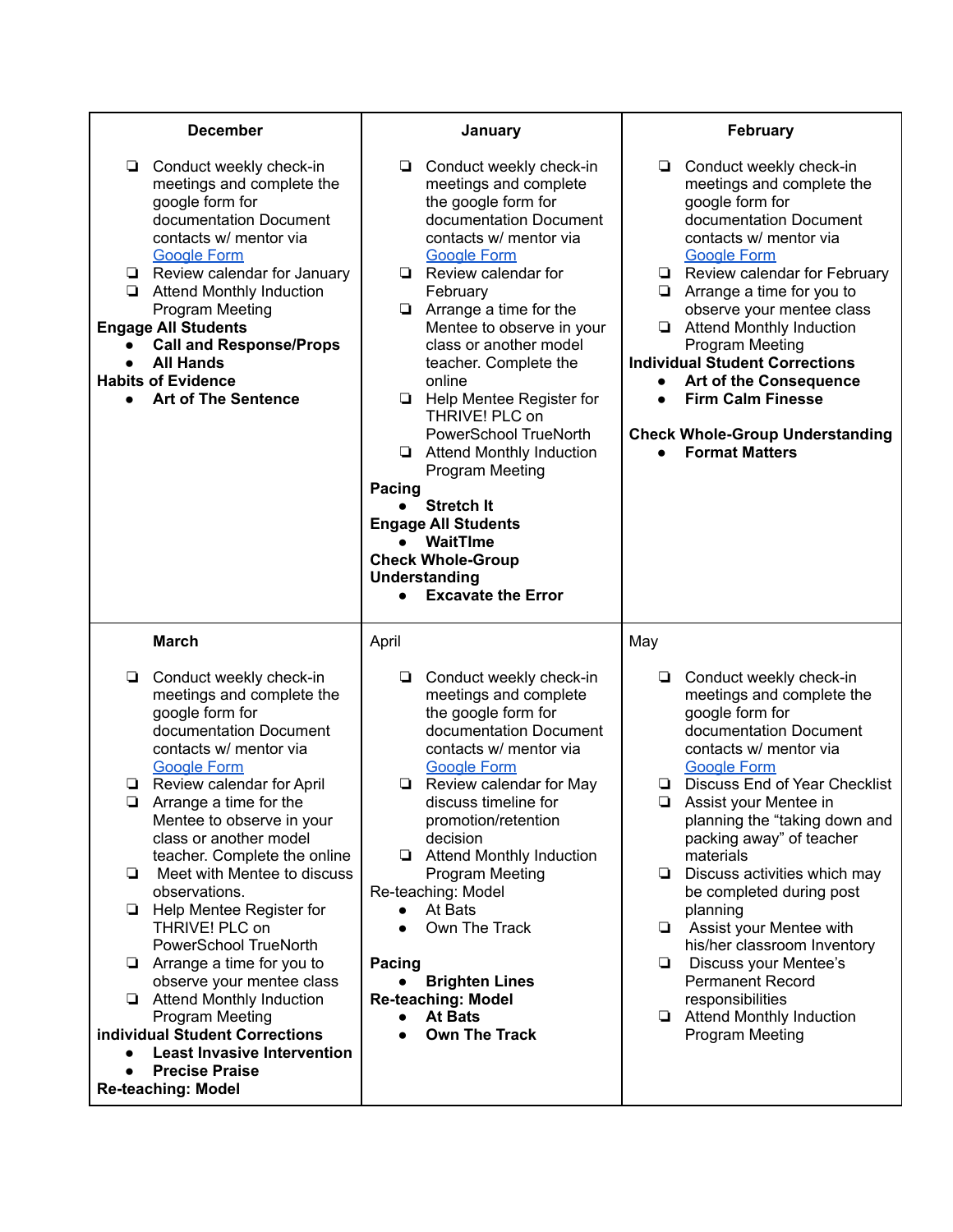| December | January | February |
|---|---|---|
| ❏ Conduct weekly check-in meetings and complete the google form for documentation Document contacts w/ mentor via Google Form<br>❏ Review calendar for January<br>❏ Attend Monthly Induction Program Meeting<br>**Engage All Students**<br>• **Call and Response/Props**<br>• **All Hands**<br>**Habits of Evidence**<br>• **Art of The Sentence** | ❏ Conduct weekly check-in meetings and complete the google form for documentation Document contacts w/ mentor via Google Form<br>❏ Review calendar for February<br>❏ Arrange a time for the Mentee to observe in your class or another model teacher. Complete the online<br>❏ Help Mentee Register for THRIVE! PLC on PowerSchool TrueNorth<br>❏ Attend Monthly Induction Program Meeting<br>**Pacing**<br>• **Stretch It**<br>**Engage All Students**<br>• **WaitTIme**<br>**Check Whole-Group Understanding**<br>• **Excavate the Error** | ❏ Conduct weekly check-in meetings and complete the google form for documentation Document contacts w/ mentor via Google Form<br>❏ Review calendar for February<br>❏ Arrange a time for you to observe your mentee class<br>❏ Attend Monthly Induction Program Meeting<br>**Individual Student Corrections**<br>• **Art of the Consequence**<br>• **Firm Calm Finesse**<br><br>**Check Whole-Group Understanding**<br>• **Format Matters** |
| **March**<br><br>❏ Conduct weekly check-in meetings and complete the google form for documentation Document contacts w/ mentor via Google Form<br>❏ Review calendar for April<br>❏ Arrange a time for the Mentee to observe in your class or another model teacher. Complete the online<br>❏ Meet with Mentee to discuss observations.<br>❏ Help Mentee Register for THRIVE! PLC on PowerSchool TrueNorth<br>❏ Arrange a time for you to observe your mentee class<br>❏ Attend Monthly Induction Program Meeting<br>**individual Student Corrections**<br>• **Least Invasive Intervention**<br>• **Precise Praise**<br>**Re-teaching: Model** | April<br><br>❏ Conduct weekly check-in meetings and complete the google form for documentation Document contacts w/ mentor via Google Form<br>❏ Review calendar for May discuss timeline for promotion/retention decision<br>❏ Attend Monthly Induction Program Meeting<br>Re-teaching: Model<br>• At Bats<br>• Own The Track<br><br>**Pacing**<br>• **Brighten Lines**<br>**Re-teaching: Model**<br>• **At Bats**<br>• **Own The Track** | May<br><br>❏ Conduct weekly check-in meetings and complete the google form for documentation Document contacts w/ mentor via Google Form<br>❏ Discuss End of Year Checklist<br>❏ Assist your Mentee in planning the "taking down and packing away" of teacher materials<br>❏ Discuss activities which may be completed during post planning<br>❏ Assist your Mentee with his/her classroom Inventory<br>❏ Discuss your Mentee's Permanent Record responsibilities<br>❏ Attend Monthly Induction Program Meeting |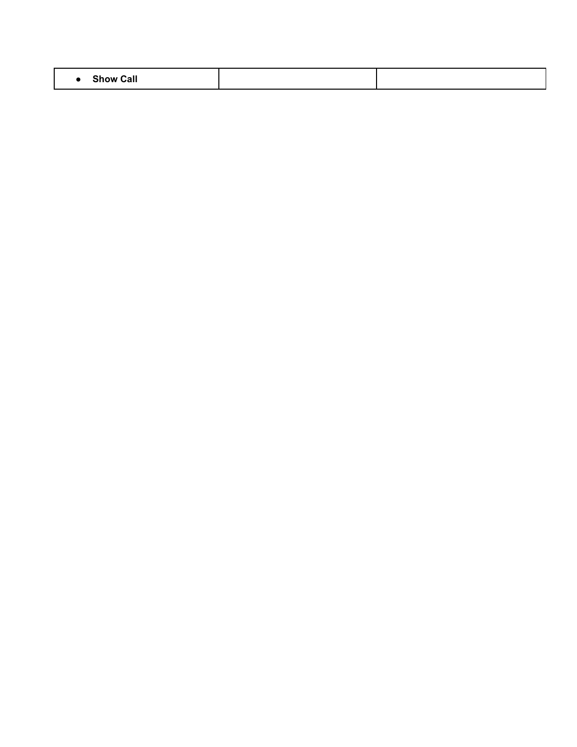| | | |
|---|---|---|
| • **Show Call** | | |